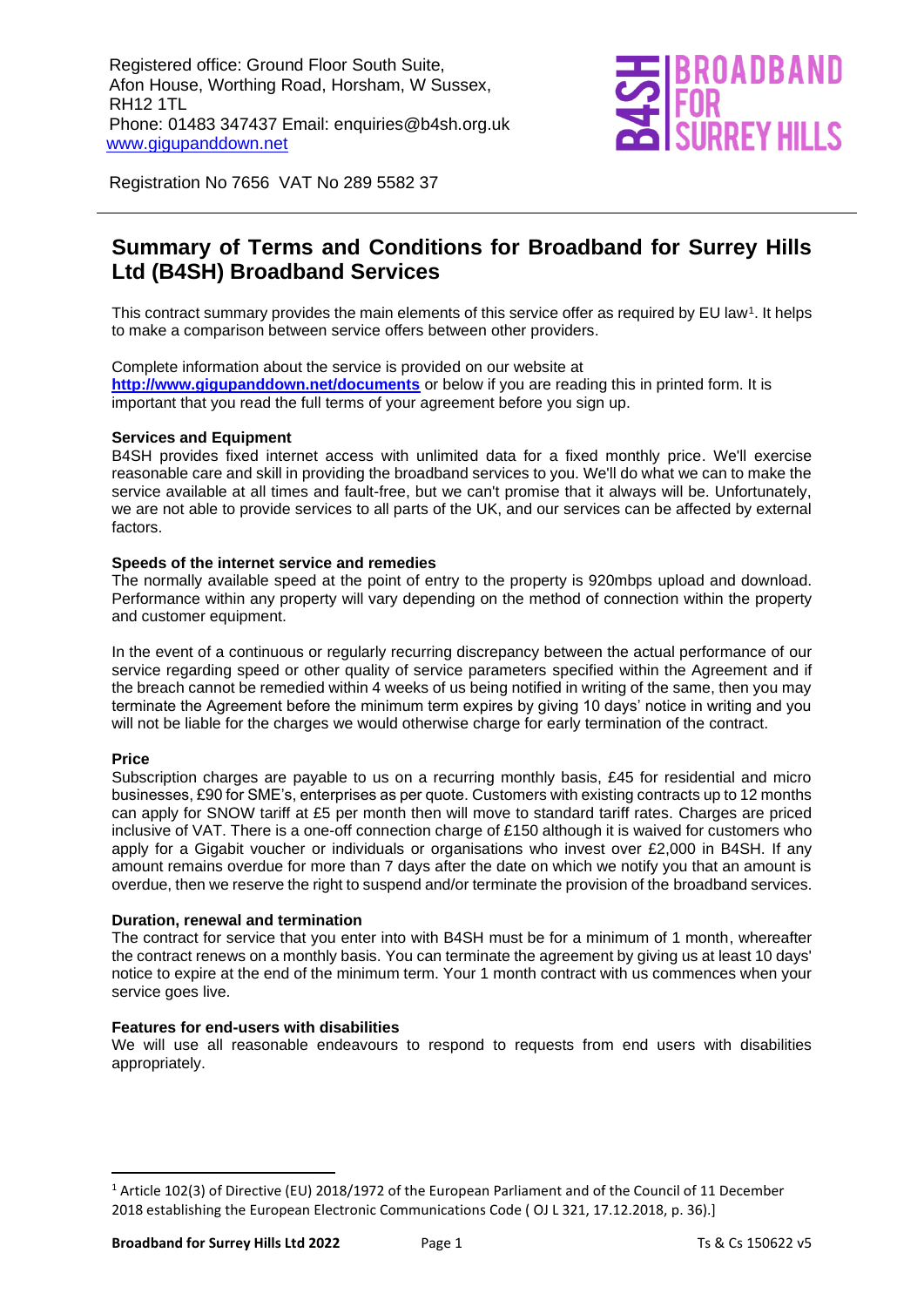Registered office: Ground Floor South Suite,
Afon House, Worthing Road, Horsham, W Sussex,
RH12 1TL
Phone: 01483 347437 Email: enquiries@b4sh.org.uk
www.gigupanddown.net

B4SH | BROADBAND FOR SURREY HILLS

Registration No 7656 VAT No 289 5582 37

## Summary of Terms and Conditions for Broadband for Surrey Hills Ltd (B4SH) Broadband Services

This contract summary provides the main elements of this service offer as required by EU law[1]. It helps to make a comparison between service offers between other providers.

Complete information about the service is provided on our website at **http://www.gigupanddown.net/documents** or below if you are reading this in printed form. It is important that you read the full terms of your agreement before you sign up.

**Services and Equipment**

B4SH provides fixed internet access with unlimited data for a fixed monthly price. We'll exercise reasonable care and skill in providing the broadband services to you. We'll do what we can to make the service available at all times and fault-free, but we can't promise that it always will be. Unfortunately, we are not able to provide services to all parts of the UK, and our services can be affected by external factors.

**Speeds of the internet service and remedies**

The normally available speed at the point of entry to the property is 920mbps upload and download. Performance within any property will vary depending on the method of connection within the property and customer equipment.

In the event of a continuous or regularly recurring discrepancy between the actual performance of our service regarding speed or other quality of service parameters specified within the Agreement and if the breach cannot be remedied within 4 weeks of us being notified in writing of the same, then you may terminate the Agreement before the minimum term expires by giving 10 days' notice in writing and you will not be liable for the charges we would otherwise charge for early termination of the contract.

**Price**

Subscription charges are payable to us on a recurring monthly basis, £45 for residential and micro businesses, £90 for SME's, enterprises as per quote. Customers with existing contracts up to 12 months can apply for SNOW tariff at £5 per month then will move to standard tariff rates. Charges are priced inclusive of VAT. There is a one-off connection charge of £150 although it is waived for customers who apply for a Gigabit voucher or individuals or organisations who invest over £2,000 in B4SH. If any amount remains overdue for more than 7 days after the date on which we notify you that an amount is overdue, then we reserve the right to suspend and/or terminate the provision of the broadband services.

**Duration, renewal and termination**

The contract for service that you enter into with B4SH must be for a minimum of 1 month, whereafter the contract renews on a monthly basis. You can terminate the agreement by giving us at least 10 days' notice to expire at the end of the minimum term. Your 1 month contract with us commences when your service goes live.

**Features for end-users with disabilities**

We will use all reasonable endeavours to respond to requests from end users with disabilities appropriately.

---

[1] Article 102(3) of Directive (EU) 2018/1972 of the European Parliament and of the Council of 11 December 2018 establishing the European Electronic Communications Code ( OJ L 321, 17.12.2018, p. 36).]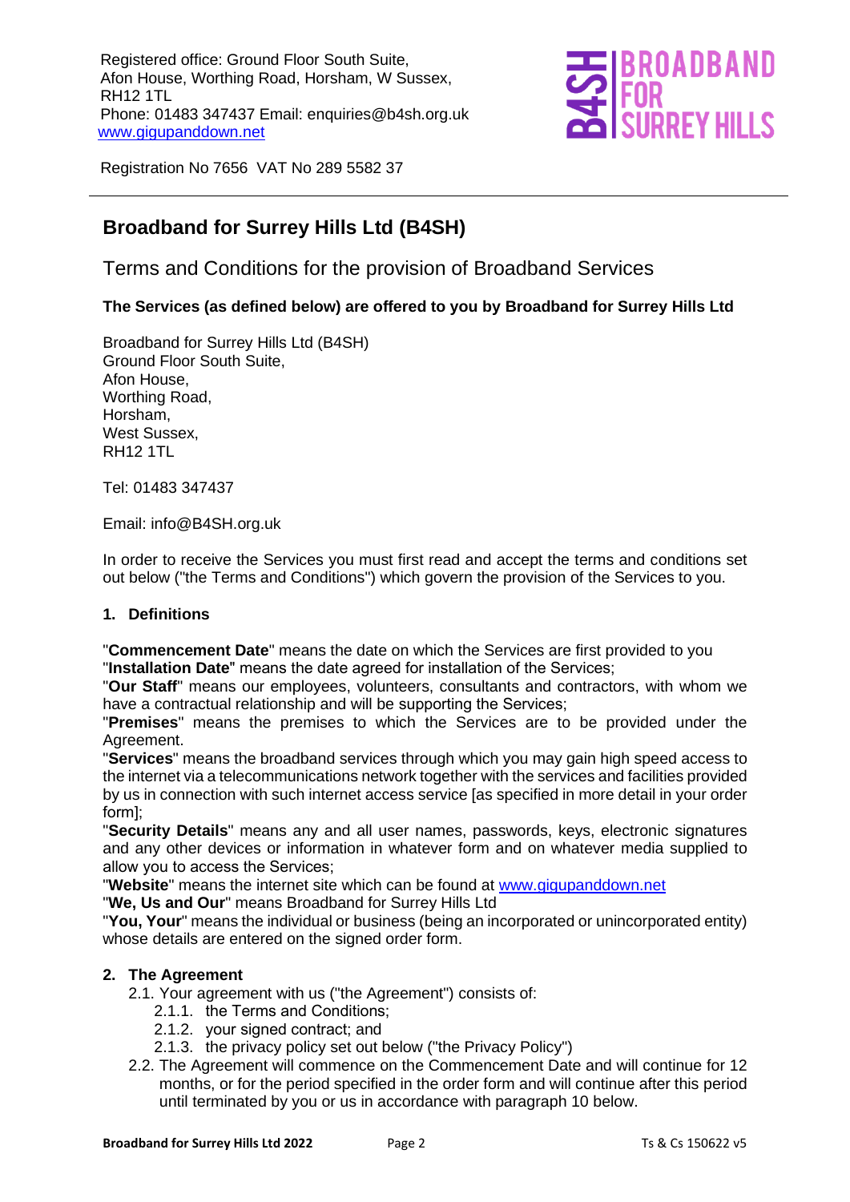Registered office: Ground Floor South Suite, Afon House, Worthing Road, Horsham, W Sussex, RH12 1TL
Phone: 01483 347437 Email: enquiries@b4sh.org.uk
www.gigupanddown.net

Registration No 7656 VAT No 289 5582 37

# Broadband for Surrey Hills Ltd (B4SH)

## Terms and Conditions for the provision of Broadband Services

**The Services (as defined below) are offered to you by Broadband for Surrey Hills Ltd**

Broadband for Surrey Hills Ltd (B4SH)
Ground Floor South Suite,
Afon House,
Worthing Road,
Horsham,
West Sussex,
RH12 1TL

Tel: 01483 347437

Email: info@B4SH.org.uk

In order to receive the Services you must first read and accept the terms and conditions set out below ("the Terms and Conditions") which govern the provision of the Services to you.

### 1. Definitions

"**Commencement Date**" means the date on which the Services are first provided to you
"**Installation Date**" means the date agreed for installation of the Services;
"**Our Staff**" means our employees, volunteers, consultants and contractors, with whom we have a contractual relationship and will be supporting the Services;
"**Premises**" means the premises to which the Services are to be provided under the Agreement.
"**Services**" means the broadband services through which you may gain high speed access to the internet via a telecommunications network together with the services and facilities provided by us in connection with such internet access service [as specified in more detail in your order form];
"**Security Details**" means any and all user names, passwords, keys, electronic signatures and any other devices or information in whatever form and on whatever media supplied to allow you to access the Services;
"**Website**" means the internet site which can be found at www.gigupanddown.net
"**We, Us and Our**" means Broadband for Surrey Hills Ltd
"**You, Your**" means the individual or business (being an incorporated or unincorporated entity) whose details are entered on the signed order form.

### 2. The Agreement

2.1. Your agreement with us ("the Agreement") consists of:

- 2.1.1. the Terms and Conditions;
- 2.1.2. your signed contract; and
- 2.1.3. the privacy policy set out below ("the Privacy Policy")

2.2. The Agreement will commence on the Commencement Date and will continue for 12 months, or for the period specified in the order form and will continue after this period until terminated by you or us in accordance with paragraph 10 below.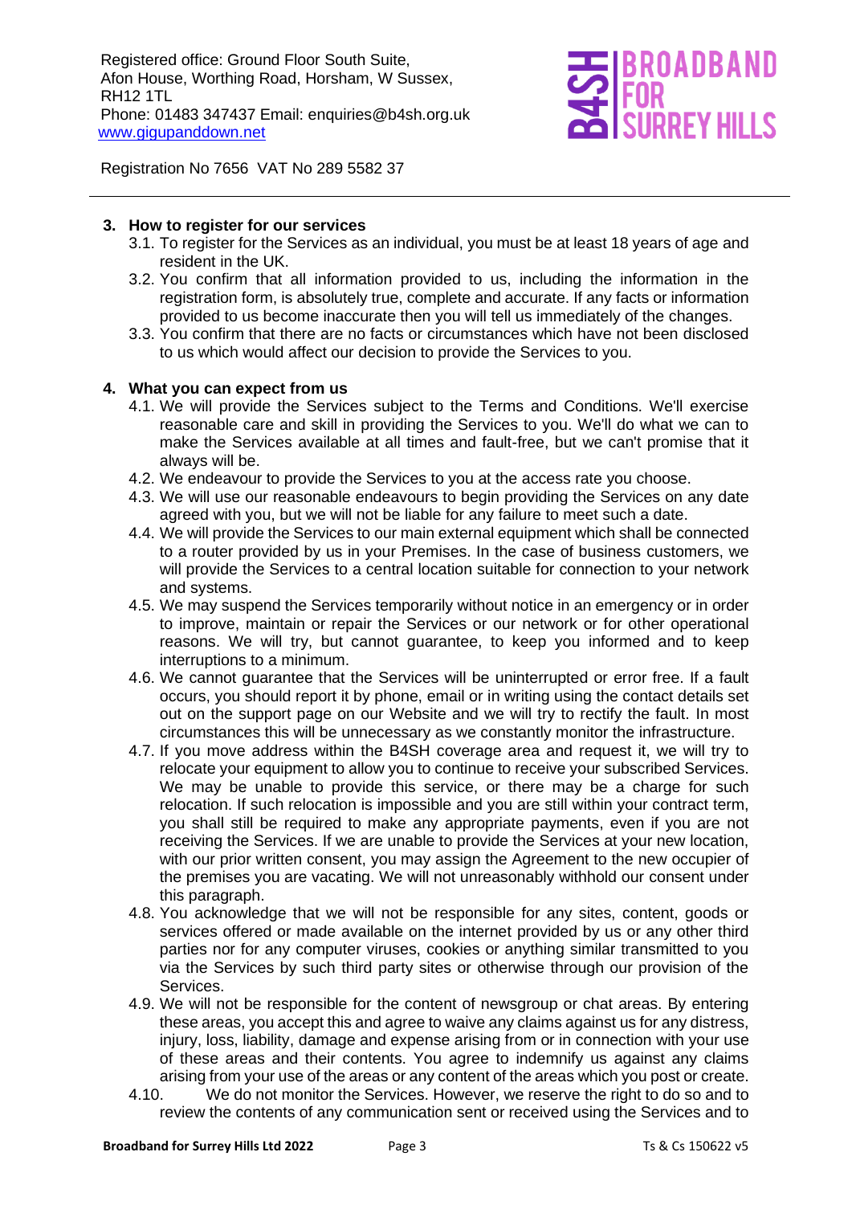## 3. How to register for our services

3.1. To register for the Services as an individual, you must be at least 18 years of age and resident in the UK.

3.2. You confirm that all information provided to us, including the information in the registration form, is absolutely true, complete and accurate. If any facts or information provided to us become inaccurate then you will tell us immediately of the changes.

3.3. You confirm that there are no facts or circumstances which have not been disclosed to us which would affect our decision to provide the Services to you.

## 4. What you can expect from us

4.1. We will provide the Services subject to the Terms and Conditions. We'll exercise reasonable care and skill in providing the Services to you. We'll do what we can to make the Services available at all times and fault-free, but we can't promise that it always will be.

4.2. We endeavour to provide the Services to you at the access rate you choose.

4.3. We will use our reasonable endeavours to begin providing the Services on any date agreed with you, but we will not be liable for any failure to meet such a date.

4.4. We will provide the Services to our main external equipment which shall be connected to a router provided by us in your Premises. In the case of business customers, we will provide the Services to a central location suitable for connection to your network and systems.

4.5. We may suspend the Services temporarily without notice in an emergency or in order to improve, maintain or repair the Services or our network or for other operational reasons. We will try, but cannot guarantee, to keep you informed and to keep interruptions to a minimum.

4.6. We cannot guarantee that the Services will be uninterrupted or error free. If a fault occurs, you should report it by phone, email or in writing using the contact details set out on the support page on our Website and we will try to rectify the fault. In most circumstances this will be unnecessary as we constantly monitor the infrastructure.

4.7. If you move address within the B4SH coverage area and request it, we will try to relocate your equipment to allow you to continue to receive your subscribed Services. We may be unable to provide this service, or there may be a charge for such relocation. If such relocation is impossible and you are still within your contract term, you shall still be required to make any appropriate payments, even if you are not receiving the Services. If we are unable to provide the Services at your new location, with our prior written consent, you may assign the Agreement to the new occupier of the premises you are vacating. We will not unreasonably withhold our consent under this paragraph.

4.8. You acknowledge that we will not be responsible for any sites, content, goods or services offered or made available on the internet provided by us or any other third parties nor for any computer viruses, cookies or anything similar transmitted to you via the Services by such third party sites or otherwise through our provision of the Services.

4.9. We will not be responsible for the content of newsgroup or chat areas. By entering these areas, you accept this and agree to waive any claims against us for any distress, injury, loss, liability, damage and expense arising from or in connection with your use of these areas and their contents. You agree to indemnify us against any claims arising from your use of the areas or any content of the areas which you post or create.

4.10. We do not monitor the Services. However, we reserve the right to do so and to review the contents of any communication sent or received using the Services and to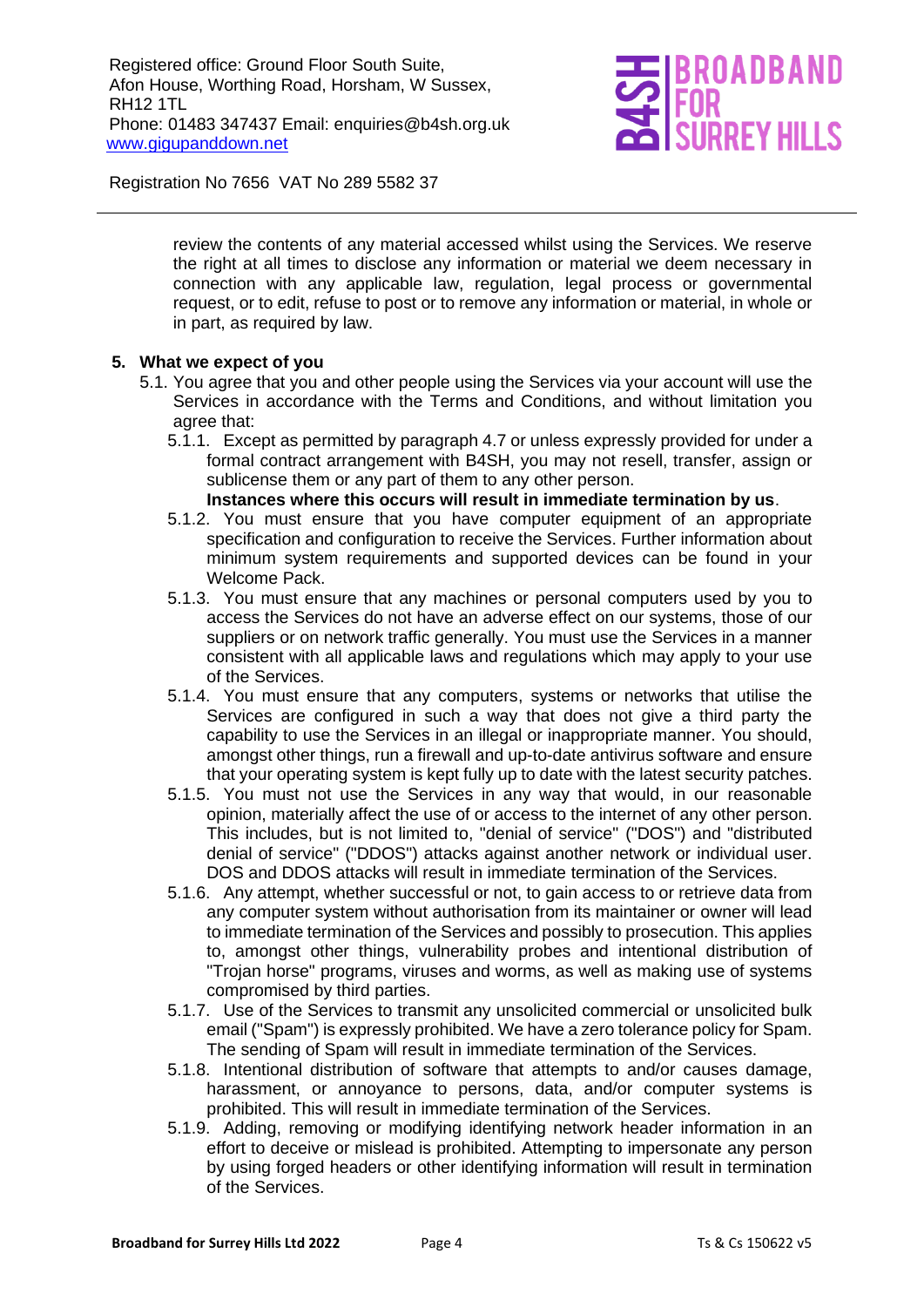review the contents of any material accessed whilst using the Services. We reserve the right at all times to disclose any information or material we deem necessary in connection with any applicable law, regulation, legal process or governmental request, or to edit, refuse to post or to remove any information or material, in whole or in part, as required by law.

**5. What we expect of you**

5.1. You agree that you and other people using the Services via your account will use the Services in accordance with the Terms and Conditions, and without limitation you agree that:

5.1.1. Except as permitted by paragraph 4.7 or unless expressly provided for under a formal contract arrangement with B4SH, you may not resell, transfer, assign or sublicense them or any part of them to any other person.
**Instances where this occurs will result in immediate termination by us**.

5.1.2. You must ensure that you have computer equipment of an appropriate specification and configuration to receive the Services. Further information about minimum system requirements and supported devices can be found in your Welcome Pack.

5.1.3. You must ensure that any machines or personal computers used by you to access the Services do not have an adverse effect on our systems, those of our suppliers or on network traffic generally. You must use the Services in a manner consistent with all applicable laws and regulations which may apply to your use of the Services.

5.1.4. You must ensure that any computers, systems or networks that utilise the Services are configured in such a way that does not give a third party the capability to use the Services in an illegal or inappropriate manner. You should, amongst other things, run a firewall and up-to-date antivirus software and ensure that your operating system is kept fully up to date with the latest security patches.

5.1.5. You must not use the Services in any way that would, in our reasonable opinion, materially affect the use of or access to the internet of any other person. This includes, but is not limited to, "denial of service" ("DOS") and "distributed denial of service" ("DDOS") attacks against another network or individual user. DOS and DDOS attacks will result in immediate termination of the Services.

5.1.6. Any attempt, whether successful or not, to gain access to or retrieve data from any computer system without authorisation from its maintainer or owner will lead to immediate termination of the Services and possibly to prosecution. This applies to, amongst other things, vulnerability probes and intentional distribution of "Trojan horse" programs, viruses and worms, as well as making use of systems compromised by third parties.

5.1.7. Use of the Services to transmit any unsolicited commercial or unsolicited bulk email ("Spam") is expressly prohibited. We have a zero tolerance policy for Spam. The sending of Spam will result in immediate termination of the Services.

5.1.8. Intentional distribution of software that attempts to and/or causes damage, harassment, or annoyance to persons, data, and/or computer systems is prohibited. This will result in immediate termination of the Services.

5.1.9. Adding, removing or modifying identifying network header information in an effort to deceive or mislead is prohibited. Attempting to impersonate any person by using forged headers or other identifying information will result in termination of the Services.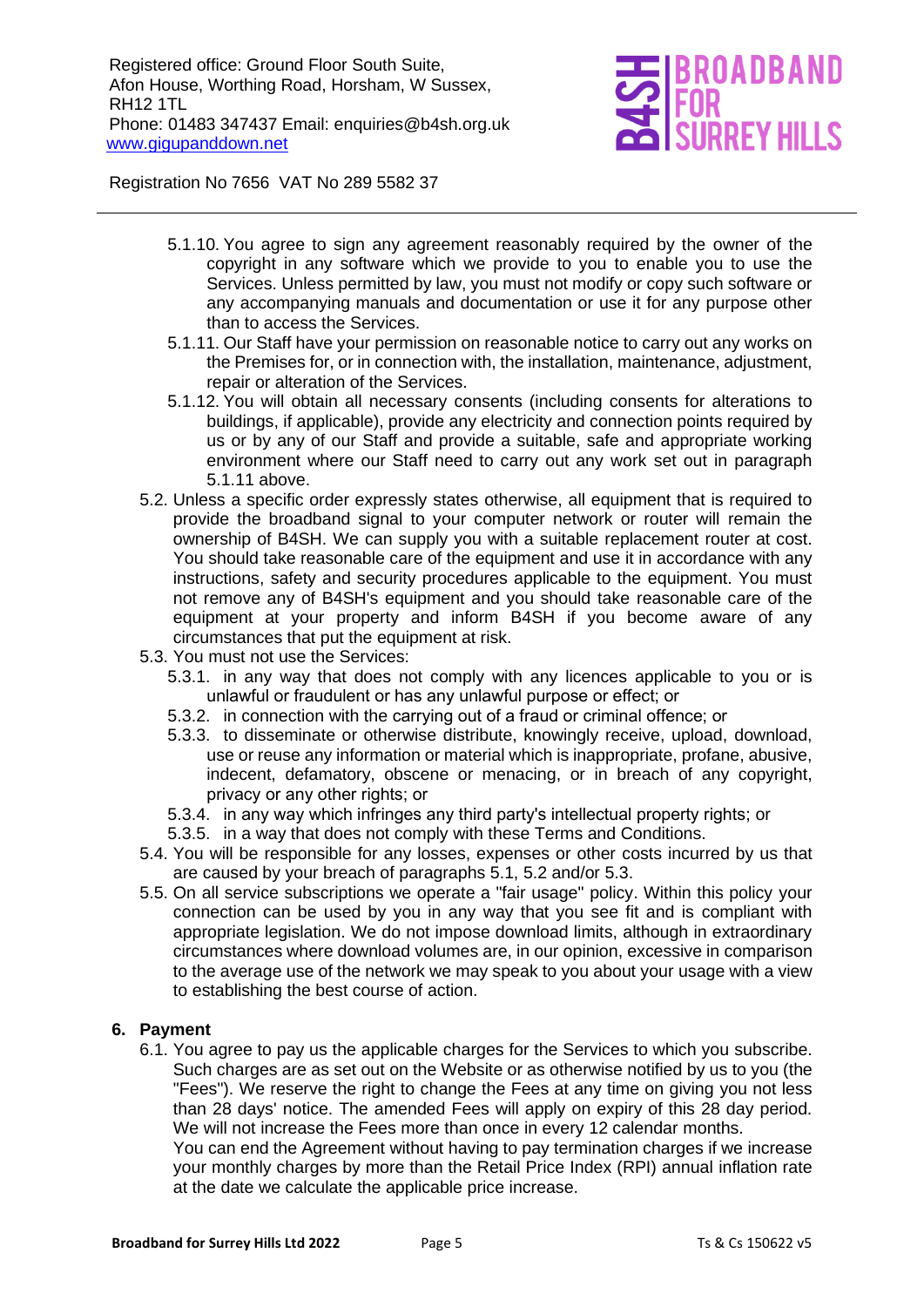- 5.1.10. You agree to sign any agreement reasonably required by the owner of the copyright in any software which we provide to you to enable you to use the Services. Unless permitted by law, you must not modify or copy such software or any accompanying manuals and documentation or use it for any purpose other than to access the Services.
- 5.1.11. Our Staff have your permission on reasonable notice to carry out any works on the Premises for, or in connection with, the installation, maintenance, adjustment, repair or alteration of the Services.
- 5.1.12. You will obtain all necessary consents (including consents for alterations to buildings, if applicable), provide any electricity and connection points required by us or by any of our Staff and provide a suitable, safe and appropriate working environment where our Staff need to carry out any work set out in paragraph 5.1.11 above.

5.2. Unless a specific order expressly states otherwise, all equipment that is required to provide the broadband signal to your computer network or router will remain the ownership of B4SH. We can supply you with a suitable replacement router at cost. You should take reasonable care of the equipment and use it in accordance with any instructions, safety and security procedures applicable to the equipment. You must not remove any of B4SH's equipment and you should take reasonable care of the equipment at your property and inform B4SH if you become aware of any circumstances that put the equipment at risk.

5.3. You must not use the Services:

- 5.3.1. in any way that does not comply with any licences applicable to you or is unlawful or fraudulent or has any unlawful purpose or effect; or
- 5.3.2. in connection with the carrying out of a fraud or criminal offence; or
- 5.3.3. to disseminate or otherwise distribute, knowingly receive, upload, download, use or reuse any information or material which is inappropriate, profane, abusive, indecent, defamatory, obscene or menacing, or in breach of any copyright, privacy or any other rights; or
- 5.3.4. in any way which infringes any third party's intellectual property rights; or
- 5.3.5. in a way that does not comply with these Terms and Conditions.

5.4. You will be responsible for any losses, expenses or other costs incurred by us that are caused by your breach of paragraphs 5.1, 5.2 and/or 5.3.

5.5. On all service subscriptions we operate a "fair usage" policy. Within this policy your connection can be used by you in any way that you see fit and is compliant with appropriate legislation. We do not impose download limits, although in extraordinary circumstances where download volumes are, in our opinion, excessive in comparison to the average use of the network we may speak to you about your usage with a view to establishing the best course of action.

## 6. Payment

6.1. You agree to pay us the applicable charges for the Services to which you subscribe. Such charges are as set out on the Website or as otherwise notified by us to you (the "Fees"). We reserve the right to change the Fees at any time on giving you not less than 28 days' notice. The amended Fees will apply on expiry of this 28 day period. We will not increase the Fees more than once in every 12 calendar months.
You can end the Agreement without having to pay termination charges if we increase your monthly charges by more than the Retail Price Index (RPI) annual inflation rate at the date we calculate the applicable price increase.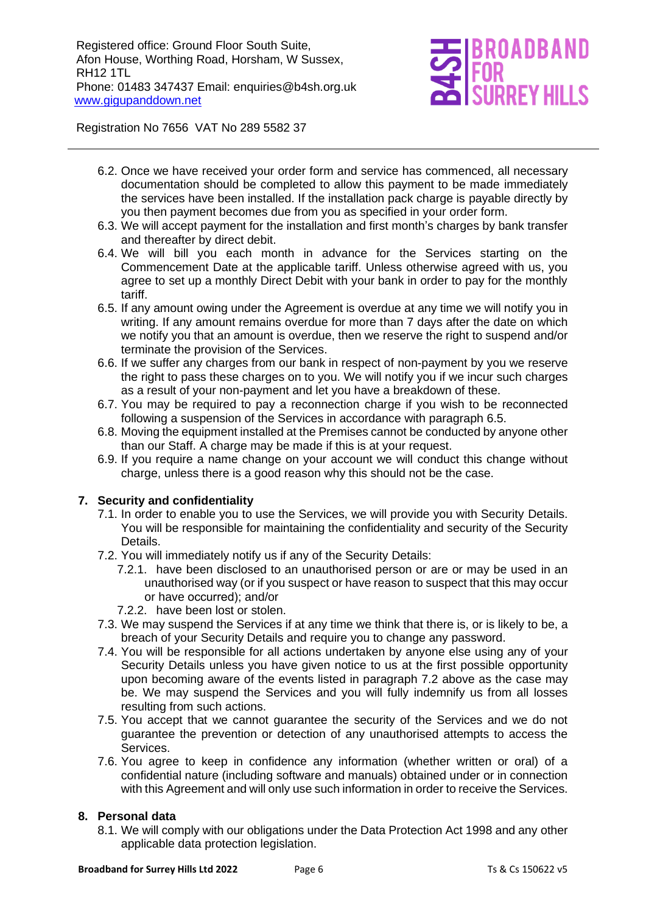6.2. Once we have received your order form and service has commenced, all necessary documentation should be completed to allow this payment to be made immediately the services have been installed. If the installation pack charge is payable directly by you then payment becomes due from you as specified in your order form.

6.3. We will accept payment for the installation and first month's charges by bank transfer and thereafter by direct debit.

6.4. We will bill you each month in advance for the Services starting on the Commencement Date at the applicable tariff. Unless otherwise agreed with us, you agree to set up a monthly Direct Debit with your bank in order to pay for the monthly tariff.

6.5. If any amount owing under the Agreement is overdue at any time we will notify you in writing. If any amount remains overdue for more than 7 days after the date on which we notify you that an amount is overdue, then we reserve the right to suspend and/or terminate the provision of the Services.

6.6. If we suffer any charges from our bank in respect of non-payment by you we reserve the right to pass these charges on to you. We will notify you if we incur such charges as a result of your non-payment and let you have a breakdown of these.

6.7. You may be required to pay a reconnection charge if you wish to be reconnected following a suspension of the Services in accordance with paragraph 6.5.

6.8. Moving the equipment installed at the Premises cannot be conducted by anyone other than our Staff. A charge may be made if this is at your request.

6.9. If you require a name change on your account we will conduct this change without charge, unless there is a good reason why this should not be the case.

## 7. Security and confidentiality

7.1. In order to enable you to use the Services, we will provide you with Security Details. You will be responsible for maintaining the confidentiality and security of the Security Details.

7.2. You will immediately notify us if any of the Security Details:

7.2.1. have been disclosed to an unauthorised person or are or may be used in an unauthorised way (or if you suspect or have reason to suspect that this may occur or have occurred); and/or

7.2.2. have been lost or stolen.

7.3. We may suspend the Services if at any time we think that there is, or is likely to be, a breach of your Security Details and require you to change any password.

7.4. You will be responsible for all actions undertaken by anyone else using any of your Security Details unless you have given notice to us at the first possible opportunity upon becoming aware of the events listed in paragraph 7.2 above as the case may be. We may suspend the Services and you will fully indemnify us from all losses resulting from such actions.

7.5. You accept that we cannot guarantee the security of the Services and we do not guarantee the prevention or detection of any unauthorised attempts to access the Services.

7.6. You agree to keep in confidence any information (whether written or oral) of a confidential nature (including software and manuals) obtained under or in connection with this Agreement and will only use such information in order to receive the Services.

## 8. Personal data

8.1. We will comply with our obligations under the Data Protection Act 1998 and any other applicable data protection legislation.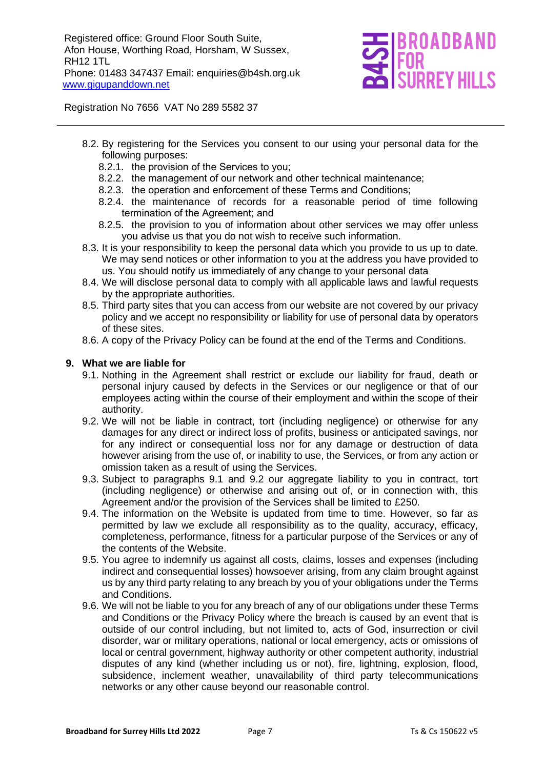8.2. By registering for the Services you consent to our using your personal data for the following purposes:

   8.2.1. the provision of the Services to you;

   8.2.2. the management of our network and other technical maintenance;

   8.2.3. the operation and enforcement of these Terms and Conditions;

   8.2.4. the maintenance of records for a reasonable period of time following termination of the Agreement; and

   8.2.5. the provision to you of information about other services we may offer unless you advise us that you do not wish to receive such information.

8.3. It is your responsibility to keep the personal data which you provide to us up to date. We may send notices or other information to you at the address you have provided to us. You should notify us immediately of any change to your personal data

8.4. We will disclose personal data to comply with all applicable laws and lawful requests by the appropriate authorities.

8.5. Third party sites that you can access from our website are not covered by our privacy policy and we accept no responsibility or liability for use of personal data by operators of these sites.

8.6. A copy of the Privacy Policy can be found at the end of the Terms and Conditions.

## 9. What we are liable for

9.1. Nothing in the Agreement shall restrict or exclude our liability for fraud, death or personal injury caused by defects in the Services or our negligence or that of our employees acting within the course of their employment and within the scope of their authority.

9.2. We will not be liable in contract, tort (including negligence) or otherwise for any damages for any direct or indirect loss of profits, business or anticipated savings, nor for any indirect or consequential loss nor for any damage or destruction of data however arising from the use of, or inability to use, the Services, or from any action or omission taken as a result of using the Services.

9.3. Subject to paragraphs 9.1 and 9.2 our aggregate liability to you in contract, tort (including negligence) or otherwise and arising out of, or in connection with, this Agreement and/or the provision of the Services shall be limited to £250.

9.4. The information on the Website is updated from time to time. However, so far as permitted by law we exclude all responsibility as to the quality, accuracy, efficacy, completeness, performance, fitness for a particular purpose of the Services or any of the contents of the Website.

9.5. You agree to indemnify us against all costs, claims, losses and expenses (including indirect and consequential losses) howsoever arising, from any claim brought against us by any third party relating to any breach by you of your obligations under the Terms and Conditions.

9.6. We will not be liable to you for any breach of any of our obligations under these Terms and Conditions or the Privacy Policy where the breach is caused by an event that is outside of our control including, but not limited to, acts of God, insurrection or civil disorder, war or military operations, national or local emergency, acts or omissions of local or central government, highway authority or other competent authority, industrial disputes of any kind (whether including us or not), fire, lightning, explosion, flood, subsidence, inclement weather, unavailability of third party telecommunications networks or any other cause beyond our reasonable control.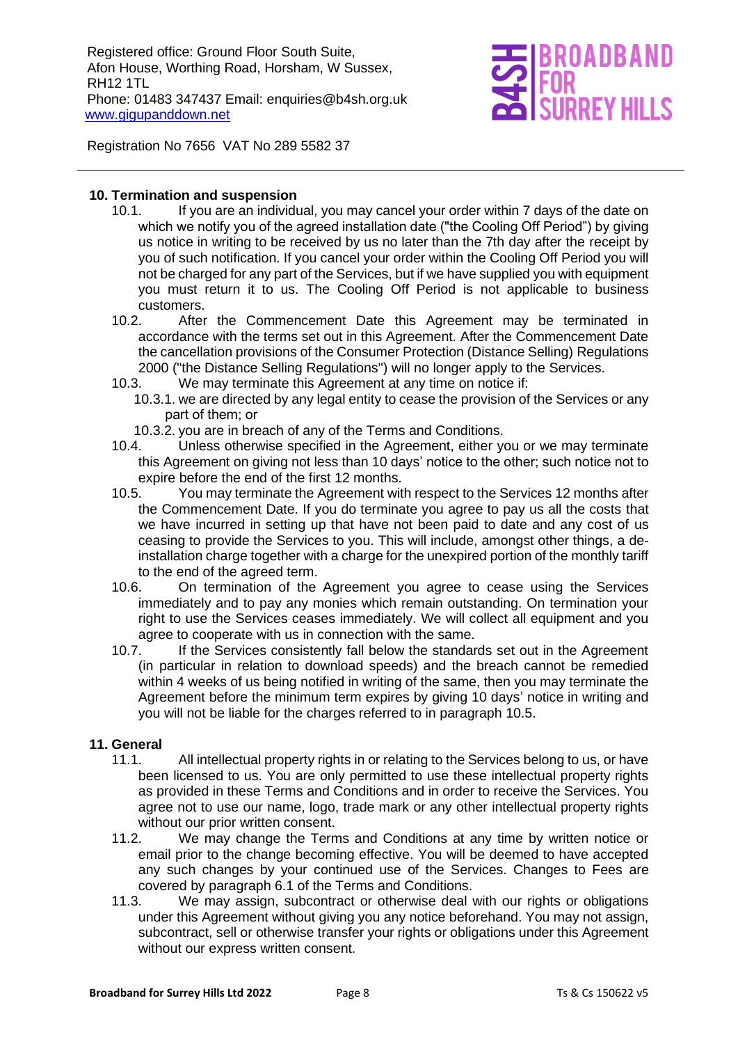## 10. Termination and suspension

10.1. If you are an individual, you may cancel your order within 7 days of the date on which we notify you of the agreed installation date ("the Cooling Off Period") by giving us notice in writing to be received by us no later than the 7th day after the receipt by you of such notification. If you cancel your order within the Cooling Off Period you will not be charged for any part of the Services, but if we have supplied you with equipment you must return it to us. The Cooling Off Period is not applicable to business customers.

10.2. After the Commencement Date this Agreement may be terminated in accordance with the terms set out in this Agreement. After the Commencement Date the cancellation provisions of the Consumer Protection (Distance Selling) Regulations 2000 ("the Distance Selling Regulations") will no longer apply to the Services.

10.3. We may terminate this Agreement at any time on notice if:

10.3.1. we are directed by any legal entity to cease the provision of the Services or any part of them; or

10.3.2. you are in breach of any of the Terms and Conditions.

10.4. Unless otherwise specified in the Agreement, either you or we may terminate this Agreement on giving not less than 10 days' notice to the other; such notice not to expire before the end of the first 12 months.

10.5. You may terminate the Agreement with respect to the Services 12 months after the Commencement Date. If you do terminate you agree to pay us all the costs that we have incurred in setting up that have not been paid to date and any cost of us ceasing to provide the Services to you. This will include, amongst other things, a de-installation charge together with a charge for the unexpired portion of the monthly tariff to the end of the agreed term.

10.6. On termination of the Agreement you agree to cease using the Services immediately and to pay any monies which remain outstanding. On termination your right to use the Services ceases immediately. We will collect all equipment and you agree to cooperate with us in connection with the same.

10.7. If the Services consistently fall below the standards set out in the Agreement (in particular in relation to download speeds) and the breach cannot be remedied within 4 weeks of us being notified in writing of the same, then you may terminate the Agreement before the minimum term expires by giving 10 days' notice in writing and you will not be liable for the charges referred to in paragraph 10.5.

## 11. General

11.1. All intellectual property rights in or relating to the Services belong to us, or have been licensed to us. You are only permitted to use these intellectual property rights as provided in these Terms and Conditions and in order to receive the Services. You agree not to use our name, logo, trade mark or any other intellectual property rights without our prior written consent.

11.2. We may change the Terms and Conditions at any time by written notice or email prior to the change becoming effective. You will be deemed to have accepted any such changes by your continued use of the Services. Changes to Fees are covered by paragraph 6.1 of the Terms and Conditions.

11.3. We may assign, subcontract or otherwise deal with our rights or obligations under this Agreement without giving you any notice beforehand. You may not assign, subcontract, sell or otherwise transfer your rights or obligations under this Agreement without our express written consent.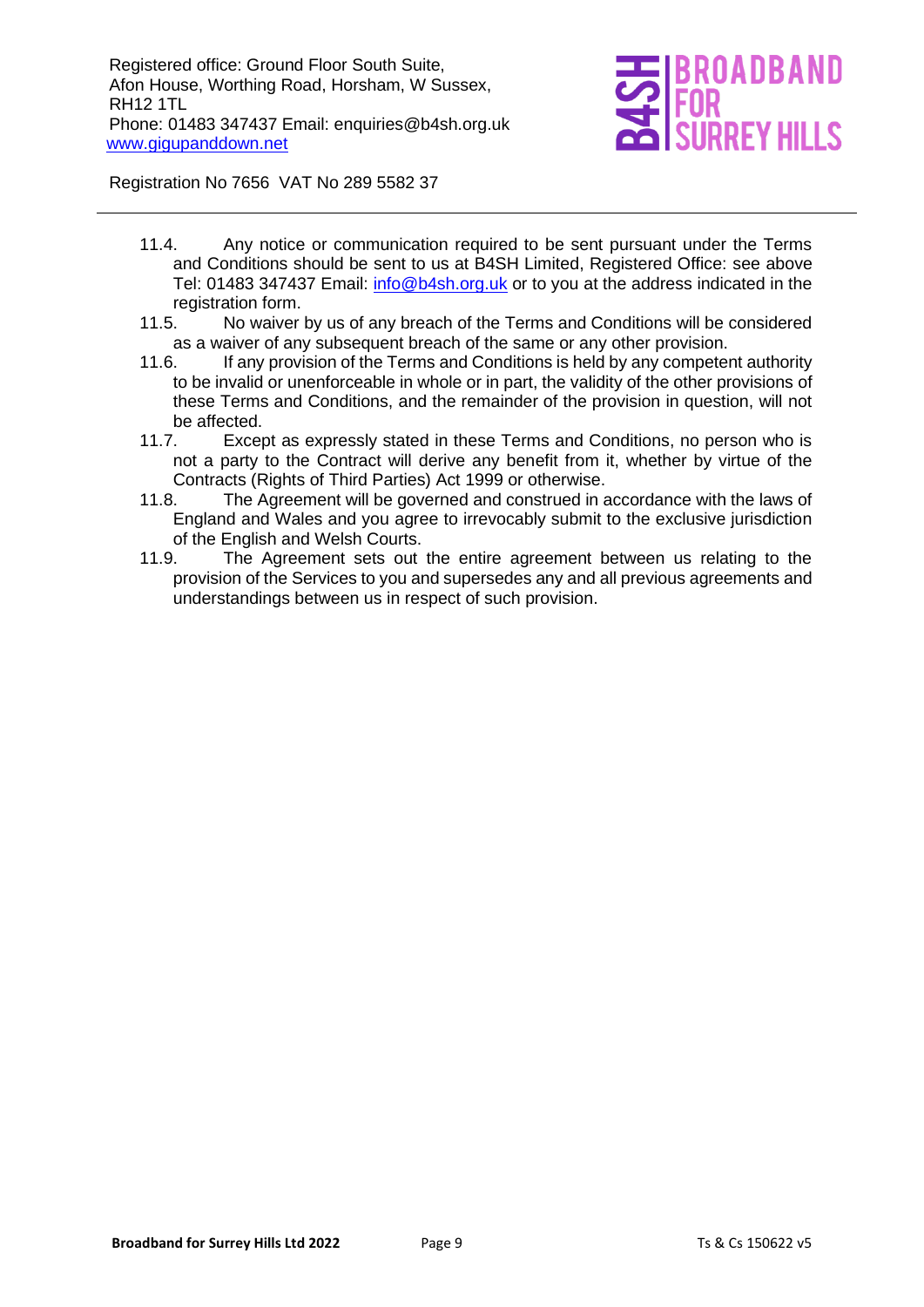Registered office: Ground Floor South Suite, Afon House, Worthing Road, Horsham, W Sussex, RH12 1TL
Phone: 01483 347437 Email: enquiries@b4sh.org.uk
www.gigupanddown.net

Registration No 7656 VAT No 289 5582 37

11.4. Any notice or communication required to be sent pursuant under the Terms and Conditions should be sent to us at B4SH Limited, Registered Office: see above Tel: 01483 347437 Email: info@b4sh.org.uk or to you at the address indicated in the registration form.

11.5. No waiver by us of any breach of the Terms and Conditions will be considered as a waiver of any subsequent breach of the same or any other provision.

11.6. If any provision of the Terms and Conditions is held by any competent authority to be invalid or unenforceable in whole or in part, the validity of the other provisions of these Terms and Conditions, and the remainder of the provision in question, will not be affected.

11.7. Except as expressly stated in these Terms and Conditions, no person who is not a party to the Contract will derive any benefit from it, whether by virtue of the Contracts (Rights of Third Parties) Act 1999 or otherwise.

11.8. The Agreement will be governed and construed in accordance with the laws of England and Wales and you agree to irrevocably submit to the exclusive jurisdiction of the English and Welsh Courts.

11.9. The Agreement sets out the entire agreement between us relating to the provision of the Services to you and supersedes any and all previous agreements and understandings between us in respect of such provision.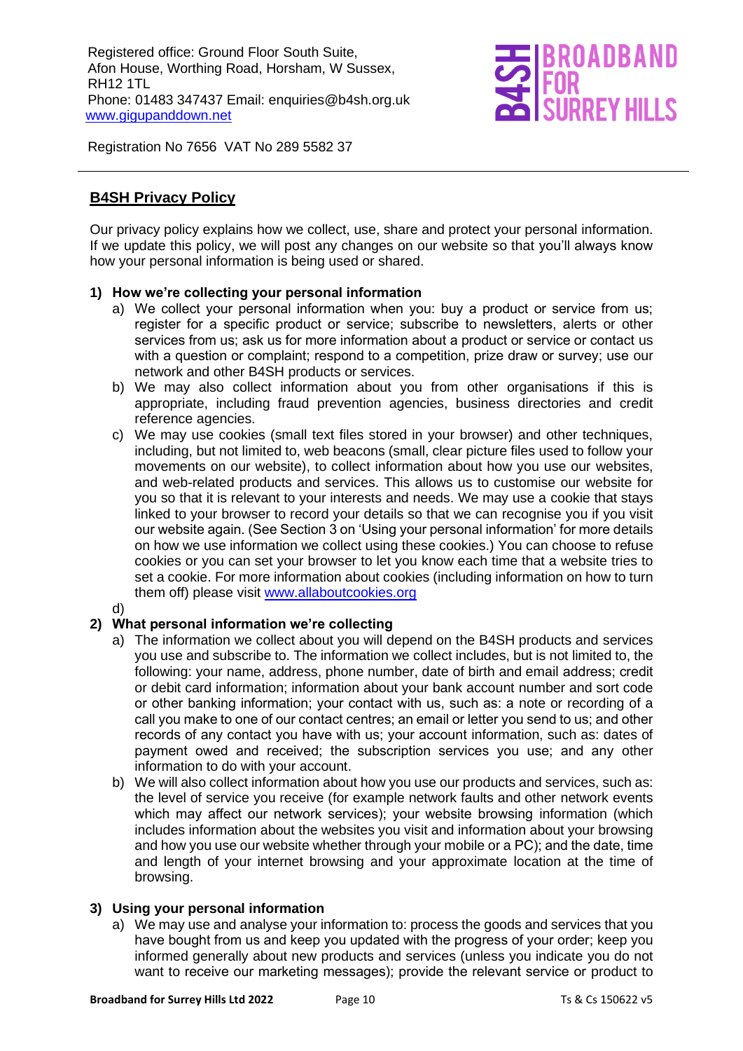Registered office: Ground Floor South Suite,
Afon House, Worthing Road, Horsham, W Sussex,
RH12 1TL
Phone: 01483 347437 Email: enquiries@b4sh.org.uk
www.gigupanddown.net

Registration No 7656 VAT No 289 5582 37

## B4SH Privacy Policy

Our privacy policy explains how we collect, use, share and protect your personal information. If we update this policy, we will post any changes on our website so that you'll always know how your personal information is being used or shared.

**1) How we're collecting your personal information**

a) We collect your personal information when you: buy a product or service from us; register for a specific product or service; subscribe to newsletters, alerts or other services from us; ask us for more information about a product or service or contact us with a question or complaint; respond to a competition, prize draw or survey; use our network and other B4SH products or services.

b) We may also collect information about you from other organisations if this is appropriate, including fraud prevention agencies, business directories and credit reference agencies.

c) We may use cookies (small text files stored in your browser) and other techniques, including, but not limited to, web beacons (small, clear picture files used to follow your movements on our website), to collect information about how you use our websites, and web-related products and services. This allows us to customise our website for you so that it is relevant to your interests and needs. We may use a cookie that stays linked to your browser to record your details so that we can recognise you if you visit our website again. (See Section 3 on 'Using your personal information' for more details on how we use information we collect using these cookies.) You can choose to refuse cookies or you can set your browser to let you know each time that a website tries to set a cookie. For more information about cookies (including information on how to turn them off) please visit www.allaboutcookies.org

d)

**2) What personal information we're collecting**

a) The information we collect about you will depend on the B4SH products and services you use and subscribe to. The information we collect includes, but is not limited to, the following: your name, address, phone number, date of birth and email address; credit or debit card information; information about your bank account number and sort code or other banking information; your contact with us, such as: a note or recording of a call you make to one of our contact centres; an email or letter you send to us; and other records of any contact you have with us; your account information, such as: dates of payment owed and received; the subscription services you use; and any other information to do with your account.

b) We will also collect information about how you use our products and services, such as: the level of service you receive (for example network faults and other network events which may affect our network services); your website browsing information (which includes information about the websites you visit and information about your browsing and how you use our website whether through your mobile or a PC); and the date, time and length of your internet browsing and your approximate location at the time of browsing.

**3) Using your personal information**

a) We may use and analyse your information to: process the goods and services that you have bought from us and keep you updated with the progress of your order; keep you informed generally about new products and services (unless you indicate you do not want to receive our marketing messages); provide the relevant service or product to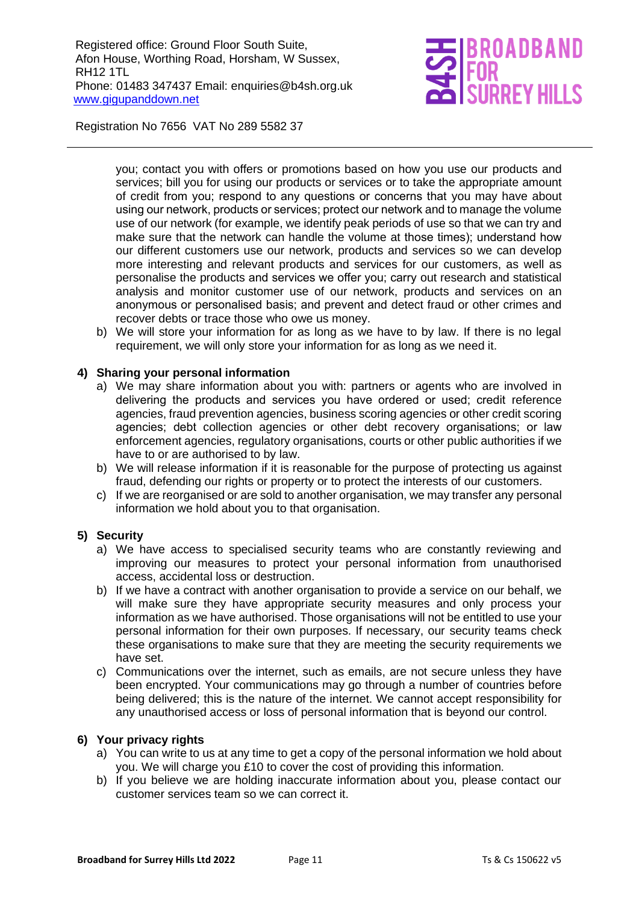you; contact you with offers or promotions based on how you use our products and services; bill you for using our products or services or to take the appropriate amount of credit from you; respond to any questions or concerns that you may have about using our network, products or services; protect our network and to manage the volume use of our network (for example, we identify peak periods of use so that we can try and make sure that the network can handle the volume at those times); understand how our different customers use our network, products and services so we can develop more interesting and relevant products and services for our customers, as well as personalise the products and services we offer you; carry out research and statistical analysis and monitor customer use of our network, products and services on an anonymous or personalised basis; and prevent and detect fraud or other crimes and recover debts or trace those who owe us money.

b) We will store your information for as long as we have to by law. If there is no legal requirement, we will only store your information for as long as we need it.

**4) Sharing your personal information**

a) We may share information about you with: partners or agents who are involved in delivering the products and services you have ordered or used; credit reference agencies, fraud prevention agencies, business scoring agencies or other credit scoring agencies; debt collection agencies or other debt recovery organisations; or law enforcement agencies, regulatory organisations, courts or other public authorities if we have to or are authorised to by law.

b) We will release information if it is reasonable for the purpose of protecting us against fraud, defending our rights or property or to protect the interests of our customers.

c) If we are reorganised or are sold to another organisation, we may transfer any personal information we hold about you to that organisation.

**5) Security**

a) We have access to specialised security teams who are constantly reviewing and improving our measures to protect your personal information from unauthorised access, accidental loss or destruction.

b) If we have a contract with another organisation to provide a service on our behalf, we will make sure they have appropriate security measures and only process your information as we have authorised. Those organisations will not be entitled to use your personal information for their own purposes. If necessary, our security teams check these organisations to make sure that they are meeting the security requirements we have set.

c) Communications over the internet, such as emails, are not secure unless they have been encrypted. Your communications may go through a number of countries before being delivered; this is the nature of the internet. We cannot accept responsibility for any unauthorised access or loss of personal information that is beyond our control.

**6) Your privacy rights**

a) You can write to us at any time to get a copy of the personal information we hold about you. We will charge you £10 to cover the cost of providing this information.

b) If you believe we are holding inaccurate information about you, please contact our customer services team so we can correct it.